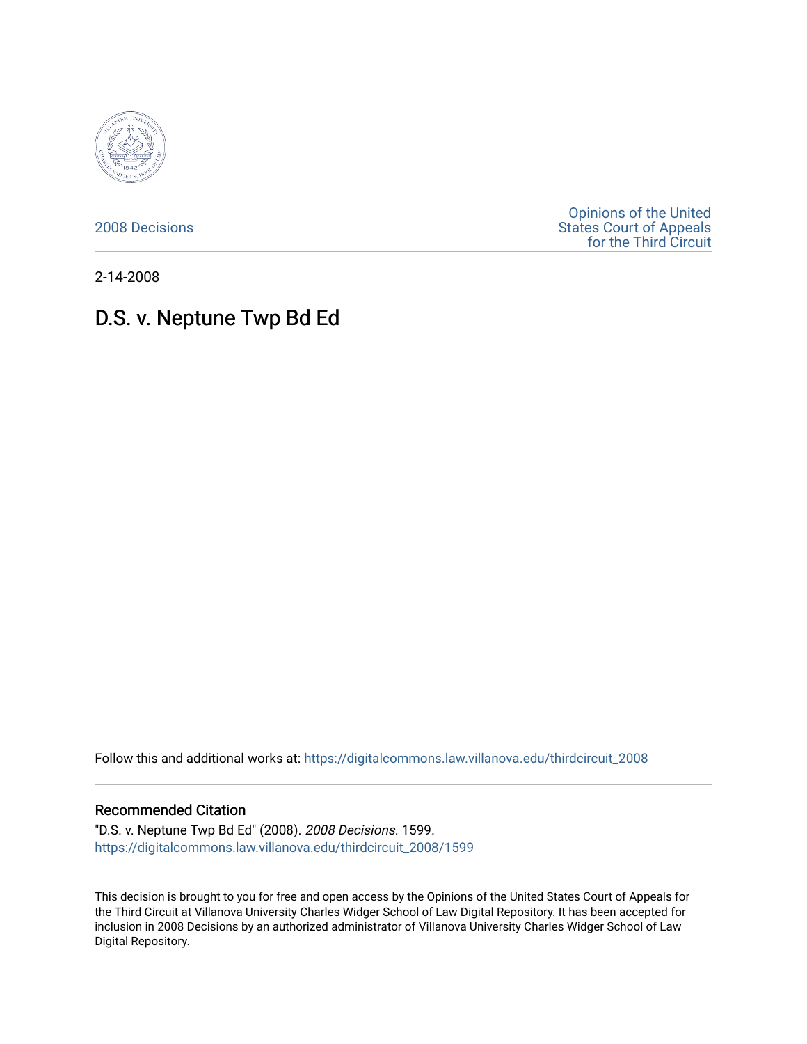2008 Decisions

Opinions of the United States Court of Appeals for the Third Circuit

2-14-2008

# D.S. v. Neptune Twp Bd Ed

Follow this and additional works at: https://digitalcommons.law.villanova.edu/thirdcircuit_2008

## Recommended Citation

"D.S. v. Neptune Twp Bd Ed" (2008). *2008 Decisions*. 1599.
https://digitalcommons.law.villanova.edu/thirdcircuit_2008/1599

This decision is brought to you for free and open access by the Opinions of the United States Court of Appeals for the Third Circuit at Villanova University Charles Widger School of Law Digital Repository. It has been accepted for inclusion in 2008 Decisions by an authorized administrator of Villanova University Charles Widger School of Law Digital Repository.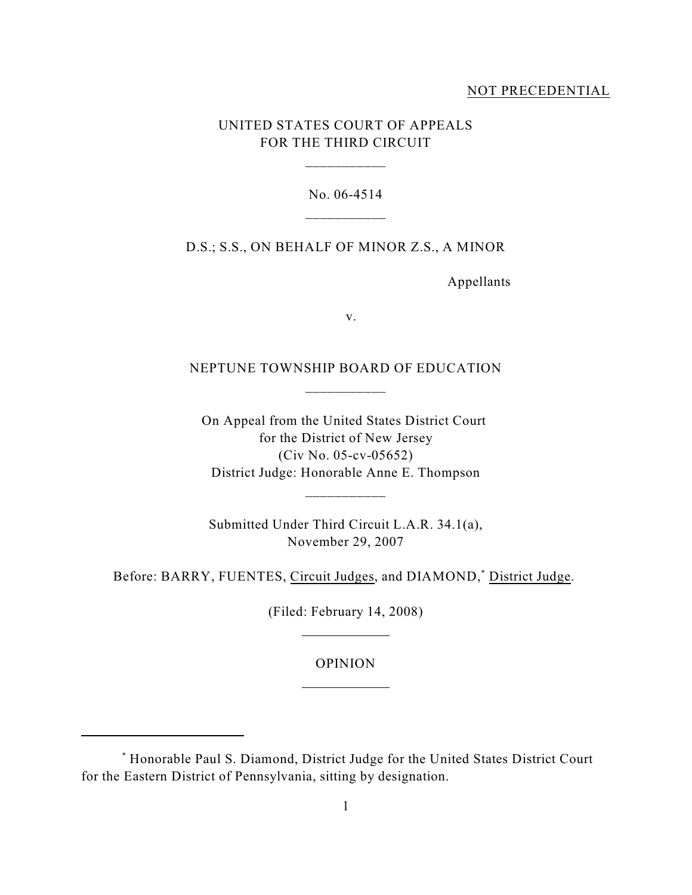NOT PRECEDENTIAL

UNITED STATES COURT OF APPEALS
FOR THE THIRD CIRCUIT

\_\_\_\_\_\_\_\_\_\_\_

No. 06-4514

\_\_\_\_\_\_\_\_\_\_\_

D.S.; S.S., ON BEHALF OF MINOR Z.S., A MINOR

Appellants

v.

NEPTUNE TOWNSHIP BOARD OF EDUCATION

\_\_\_\_\_\_\_\_\_\_\_

On Appeal from the United States District Court
for the District of New Jersey
(Civ No. 05-cv-05652)
District Judge: Honorable Anne E. Thompson

\_\_\_\_\_\_\_\_\_\_\_

Submitted Under Third Circuit L.A.R. 34.1(a),
November 29, 2007

Before: BARRY, FUENTES, Circuit Judges, and DIAMOND,[*] District Judge.

(Filed: February 14, 2008)

\_\_\_\_\_\_\_\_\_\_\_\_

OPINION

\_\_\_\_\_\_\_\_\_\_\_\_

[*] Honorable Paul S. Diamond, District Judge for the United States District Court for the Eastern District of Pennsylvania, sitting by designation.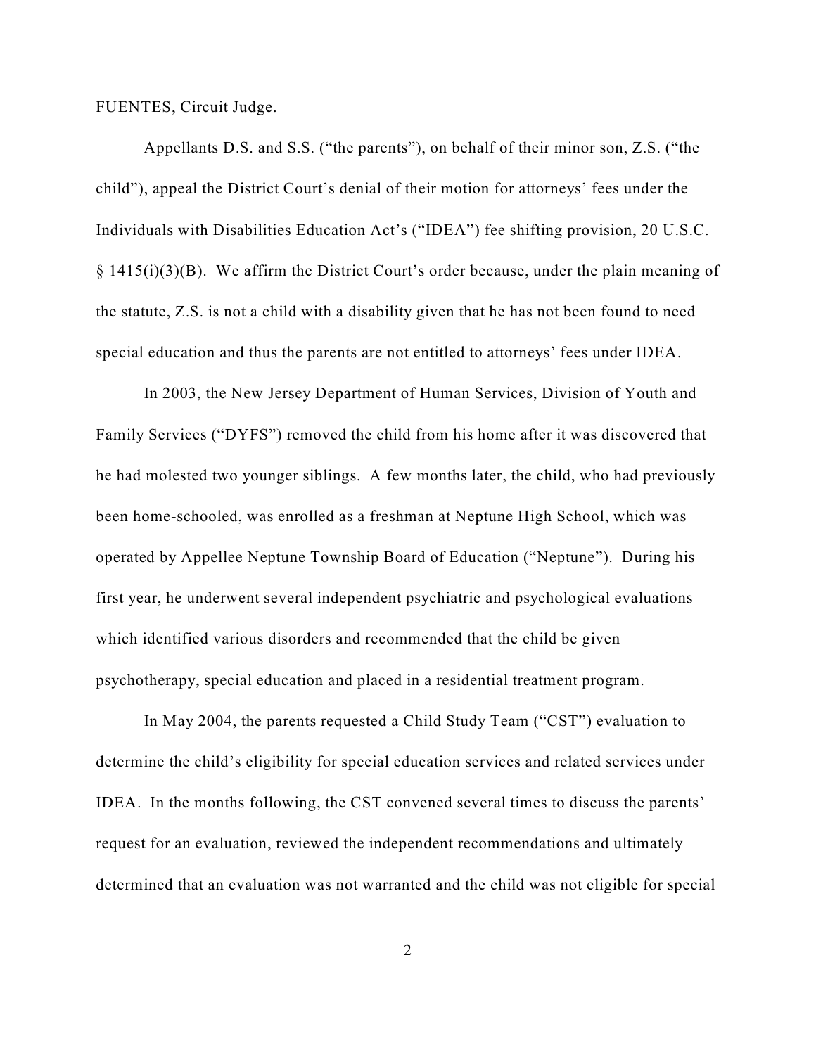FUENTES, Circuit Judge.

Appellants D.S. and S.S. ("the parents"), on behalf of their minor son, Z.S. ("the child"), appeal the District Court's denial of their motion for attorneys' fees under the Individuals with Disabilities Education Act's ("IDEA") fee shifting provision, 20 U.S.C. § 1415(i)(3)(B). We affirm the District Court's order because, under the plain meaning of the statute, Z.S. is not a child with a disability given that he has not been found to need special education and thus the parents are not entitled to attorneys' fees under IDEA.

In 2003, the New Jersey Department of Human Services, Division of Youth and Family Services ("DYFS") removed the child from his home after it was discovered that he had molested two younger siblings. A few months later, the child, who had previously been home-schooled, was enrolled as a freshman at Neptune High School, which was operated by Appellee Neptune Township Board of Education ("Neptune"). During his first year, he underwent several independent psychiatric and psychological evaluations which identified various disorders and recommended that the child be given psychotherapy, special education and placed in a residential treatment program.

In May 2004, the parents requested a Child Study Team ("CST") evaluation to determine the child's eligibility for special education services and related services under IDEA. In the months following, the CST convened several times to discuss the parents' request for an evaluation, reviewed the independent recommendations and ultimately determined that an evaluation was not warranted and the child was not eligible for special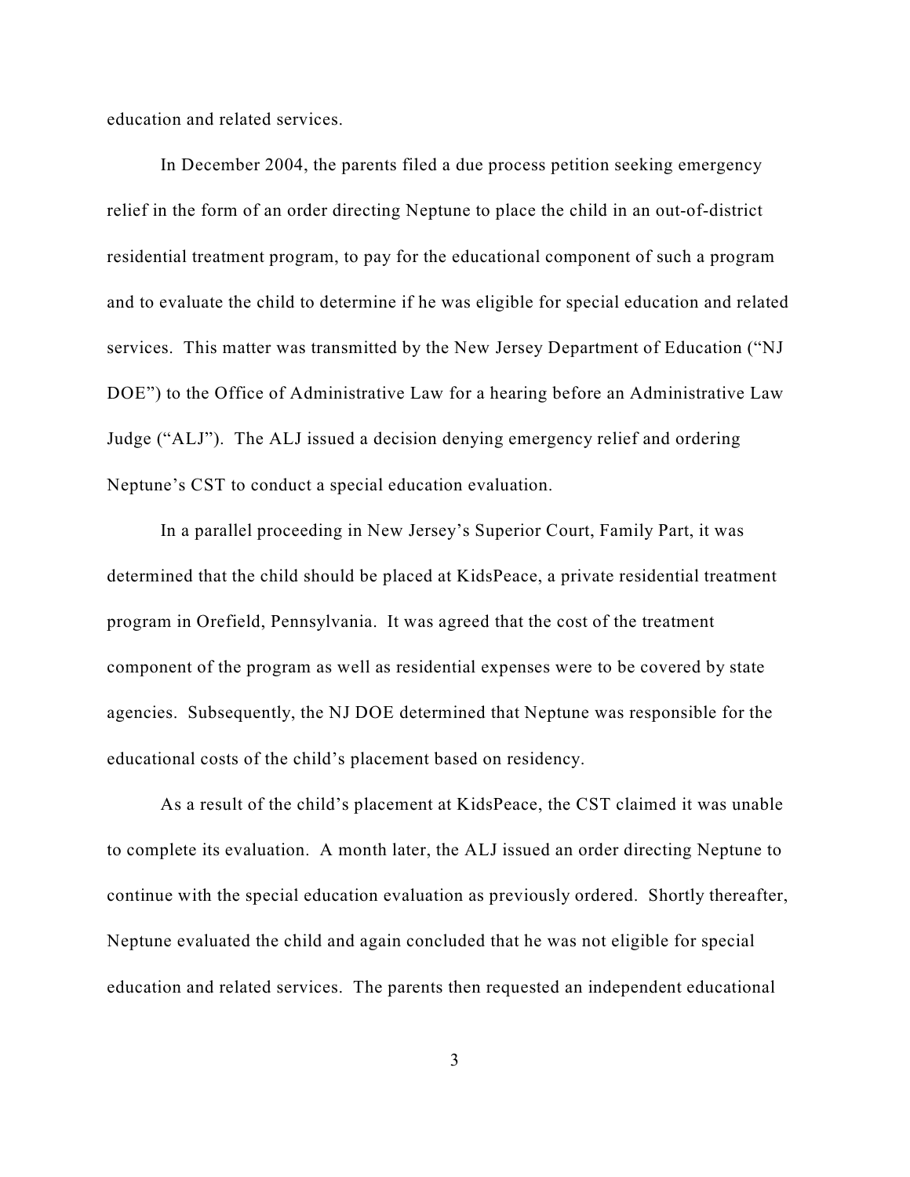education and related services.

In December 2004, the parents filed a due process petition seeking emergency relief in the form of an order directing Neptune to place the child in an out-of-district residential treatment program, to pay for the educational component of such a program and to evaluate the child to determine if he was eligible for special education and related services. This matter was transmitted by the New Jersey Department of Education ("NJ DOE") to the Office of Administrative Law for a hearing before an Administrative Law Judge ("ALJ"). The ALJ issued a decision denying emergency relief and ordering Neptune's CST to conduct a special education evaluation.

In a parallel proceeding in New Jersey's Superior Court, Family Part, it was determined that the child should be placed at KidsPeace, a private residential treatment program in Orefield, Pennsylvania. It was agreed that the cost of the treatment component of the program as well as residential expenses were to be covered by state agencies. Subsequently, the NJ DOE determined that Neptune was responsible for the educational costs of the child's placement based on residency.

As a result of the child's placement at KidsPeace, the CST claimed it was unable to complete its evaluation. A month later, the ALJ issued an order directing Neptune to continue with the special education evaluation as previously ordered. Shortly thereafter, Neptune evaluated the child and again concluded that he was not eligible for special education and related services. The parents then requested an independent educational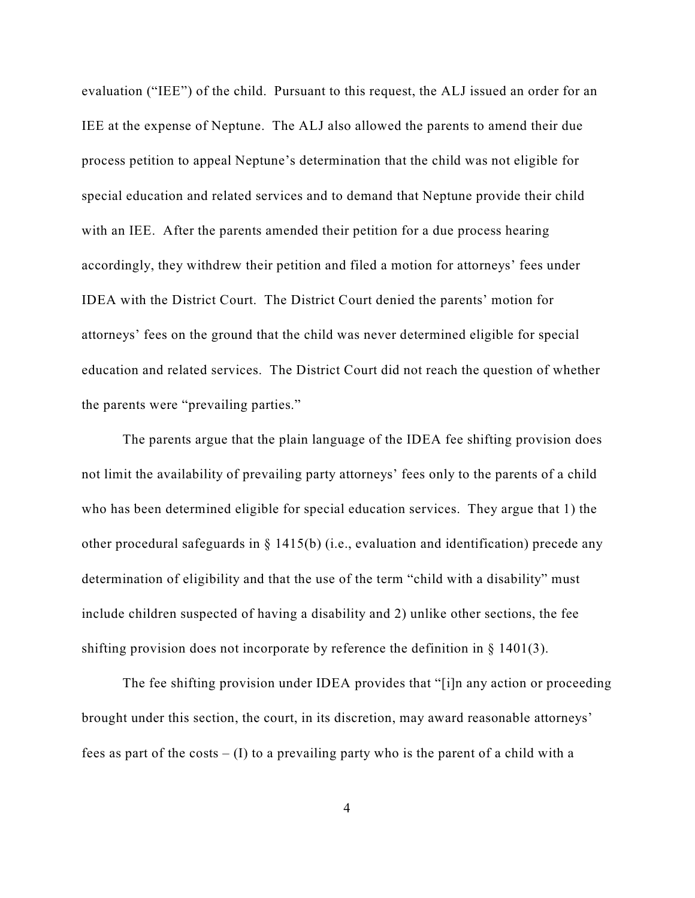evaluation ("IEE") of the child. Pursuant to this request, the ALJ issued an order for an IEE at the expense of Neptune. The ALJ also allowed the parents to amend their due process petition to appeal Neptune's determination that the child was not eligible for special education and related services and to demand that Neptune provide their child with an IEE. After the parents amended their petition for a due process hearing accordingly, they withdrew their petition and filed a motion for attorneys' fees under IDEA with the District Court. The District Court denied the parents' motion for attorneys' fees on the ground that the child was never determined eligible for special education and related services. The District Court did not reach the question of whether the parents were "prevailing parties."

The parents argue that the plain language of the IDEA fee shifting provision does not limit the availability of prevailing party attorneys' fees only to the parents of a child who has been determined eligible for special education services. They argue that 1) the other procedural safeguards in § 1415(b) (i.e., evaluation and identification) precede any determination of eligibility and that the use of the term "child with a disability" must include children suspected of having a disability and 2) unlike other sections, the fee shifting provision does not incorporate by reference the definition in § 1401(3).

The fee shifting provision under IDEA provides that "[i]n any action or proceeding brought under this section, the court, in its discretion, may award reasonable attorneys' fees as part of the costs – (I) to a prevailing party who is the parent of a child with a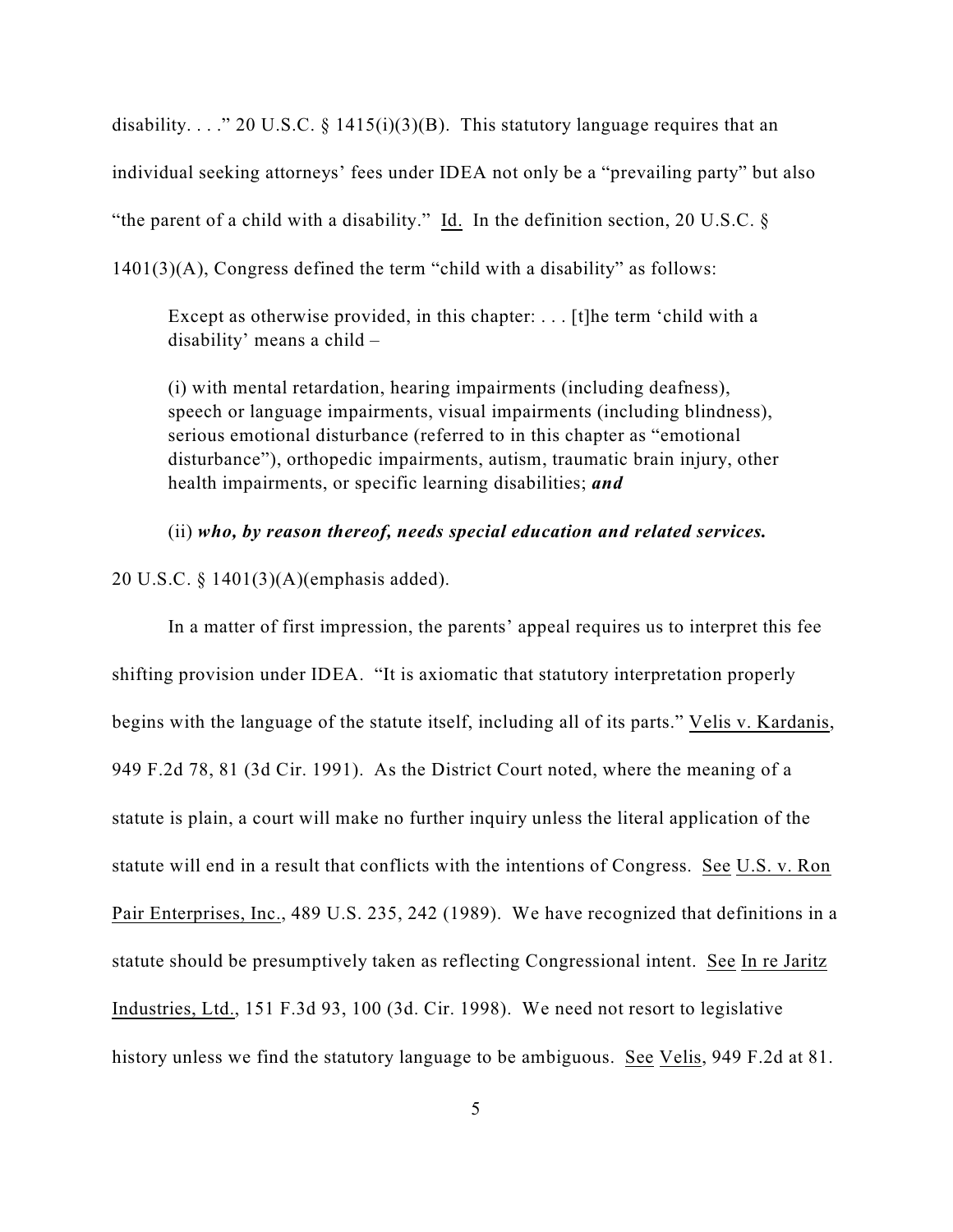disability. . . ." 20 U.S.C. § 1415(i)(3)(B). This statutory language requires that an individual seeking attorneys' fees under IDEA not only be a "prevailing party" but also "the parent of a child with a disability." Id. In the definition section, 20 U.S.C. § 1401(3)(A), Congress defined the term "child with a disability" as follows:

> Except as otherwise provided, in this chapter: . . . [t]he term 'child with a disability' means a child –
>
> (i) with mental retardation, hearing impairments (including deafness), speech or language impairments, visual impairments (including blindness), serious emotional disturbance (referred to in this chapter as "emotional disturbance"), orthopedic impairments, autism, traumatic brain injury, other health impairments, or specific learning disabilities; ***and***
>
> (ii) ***who, by reason thereof, needs special education and related services.***

20 U.S.C. § 1401(3)(A)(emphasis added).

In a matter of first impression, the parents' appeal requires us to interpret this fee shifting provision under IDEA. "It is axiomatic that statutory interpretation properly begins with the language of the statute itself, including all of its parts." Velis v. Kardanis, 949 F.2d 78, 81 (3d Cir. 1991). As the District Court noted, where the meaning of a statute is plain, a court will make no further inquiry unless the literal application of the statute will end in a result that conflicts with the intentions of Congress. See U.S. v. Ron Pair Enterprises, Inc., 489 U.S. 235, 242 (1989). We have recognized that definitions in a statute should be presumptively taken as reflecting Congressional intent. See In re Jaritz Industries, Ltd., 151 F.3d 93, 100 (3d. Cir. 1998). We need not resort to legislative history unless we find the statutory language to be ambiguous. See Velis, 949 F.2d at 81.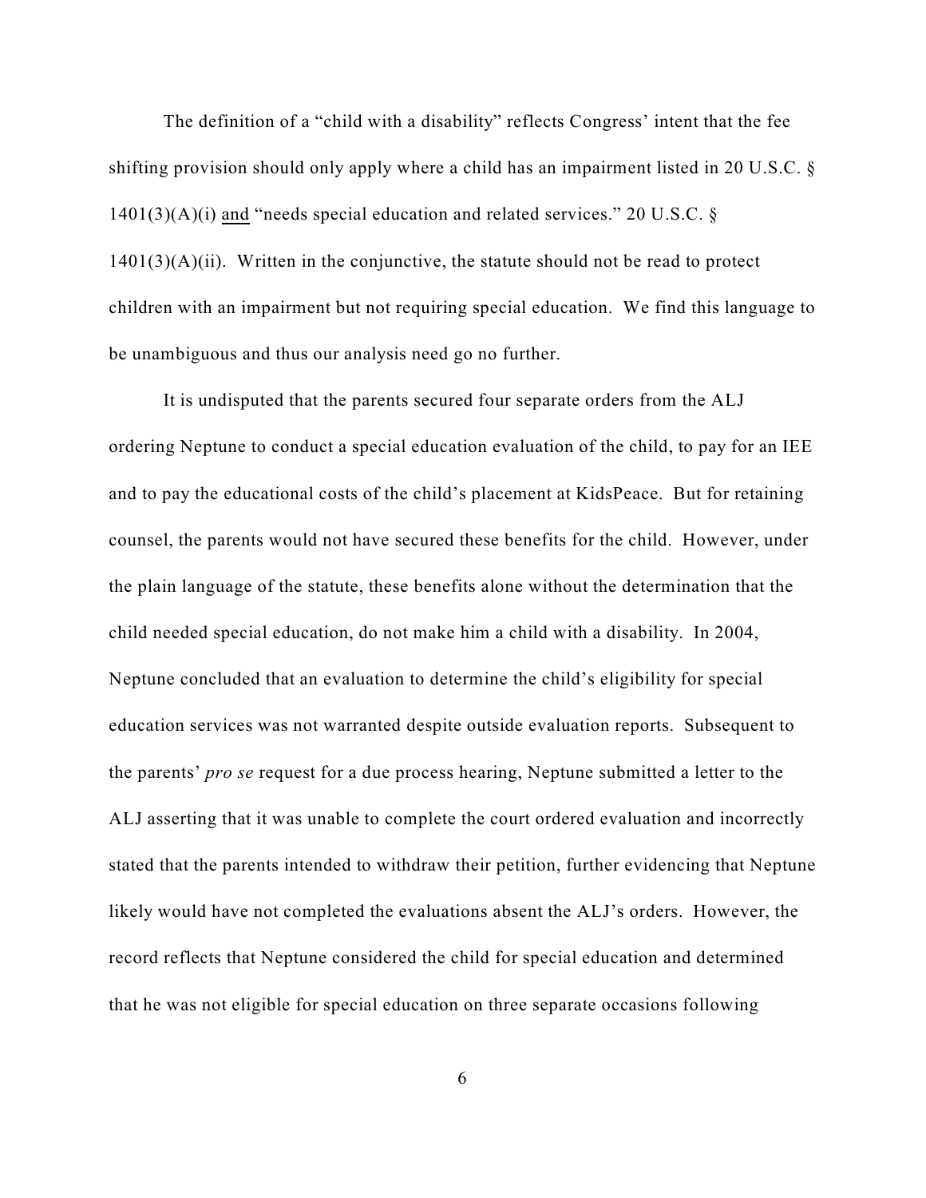The definition of a "child with a disability" reflects Congress' intent that the fee shifting provision should only apply where a child has an impairment listed in 20 U.S.C. § 1401(3)(A)(i) and "needs special education and related services." 20 U.S.C. § 1401(3)(A)(ii). Written in the conjunctive, the statute should not be read to protect children with an impairment but not requiring special education. We find this language to be unambiguous and thus our analysis need go no further.

It is undisputed that the parents secured four separate orders from the ALJ ordering Neptune to conduct a special education evaluation of the child, to pay for an IEE and to pay the educational costs of the child's placement at KidsPeace. But for retaining counsel, the parents would not have secured these benefits for the child. However, under the plain language of the statute, these benefits alone without the determination that the child needed special education, do not make him a child with a disability. In 2004, Neptune concluded that an evaluation to determine the child's eligibility for special education services was not warranted despite outside evaluation reports. Subsequent to the parents' *pro se* request for a due process hearing, Neptune submitted a letter to the ALJ asserting that it was unable to complete the court ordered evaluation and incorrectly stated that the parents intended to withdraw their petition, further evidencing that Neptune likely would have not completed the evaluations absent the ALJ's orders. However, the record reflects that Neptune considered the child for special education and determined that he was not eligible for special education on three separate occasions following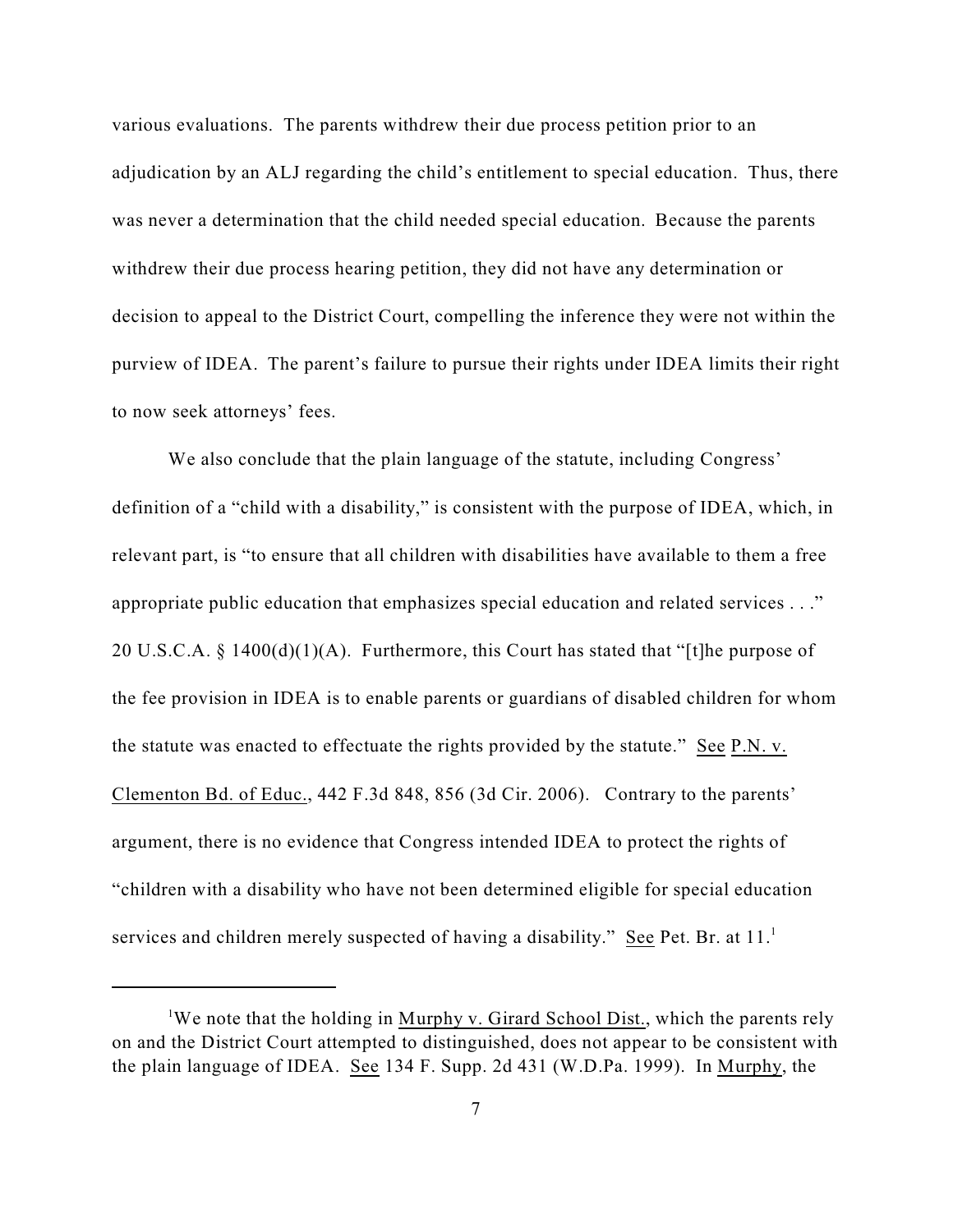various evaluations. The parents withdrew their due process petition prior to an adjudication by an ALJ regarding the child's entitlement to special education. Thus, there was never a determination that the child needed special education. Because the parents withdrew their due process hearing petition, they did not have any determination or decision to appeal to the District Court, compelling the inference they were not within the purview of IDEA. The parent's failure to pursue their rights under IDEA limits their right to now seek attorneys' fees.

We also conclude that the plain language of the statute, including Congress' definition of a "child with a disability," is consistent with the purpose of IDEA, which, in relevant part, is "to ensure that all children with disabilities have available to them a free appropriate public education that emphasizes special education and related services . . ." 20 U.S.C.A. § 1400(d)(1)(A). Furthermore, this Court has stated that "[t]he purpose of the fee provision in IDEA is to enable parents or guardians of disabled children for whom the statute was enacted to effectuate the rights provided by the statute." See P.N. v. Clementon Bd. of Educ., 442 F.3d 848, 856 (3d Cir. 2006). Contrary to the parents' argument, there is no evidence that Congress intended IDEA to protect the rights of "children with a disability who have not been determined eligible for special education services and children merely suspected of having a disability." See Pet. Br. at 11.[1]

---

[1]We note that the holding in Murphy v. Girard School Dist., which the parents rely on and the District Court attempted to distinguished, does not appear to be consistent with the plain language of IDEA. See 134 F. Supp. 2d 431 (W.D.Pa. 1999). In Murphy, the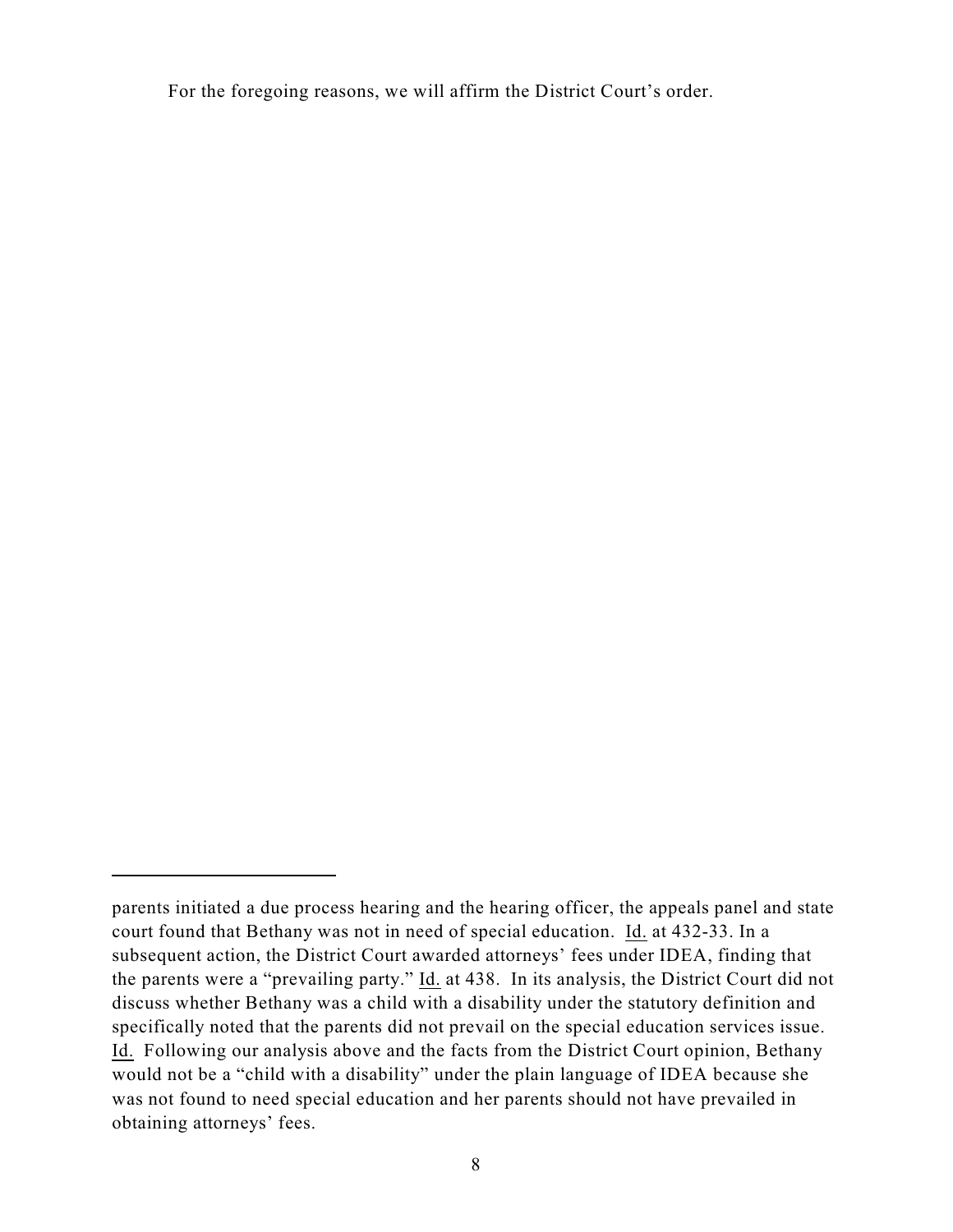For the foregoing reasons, we will affirm the District Court's order.

---

parents initiated a due process hearing and the hearing officer, the appeals panel and state court found that Bethany was not in need of special education. Id. at 432-33. In a subsequent action, the District Court awarded attorneys' fees under IDEA, finding that the parents were a "prevailing party." Id. at 438. In its analysis, the District Court did not discuss whether Bethany was a child with a disability under the statutory definition and specifically noted that the parents did not prevail on the special education services issue. Id. Following our analysis above and the facts from the District Court opinion, Bethany would not be a "child with a disability" under the plain language of IDEA because she was not found to need special education and her parents should not have prevailed in obtaining attorneys' fees.